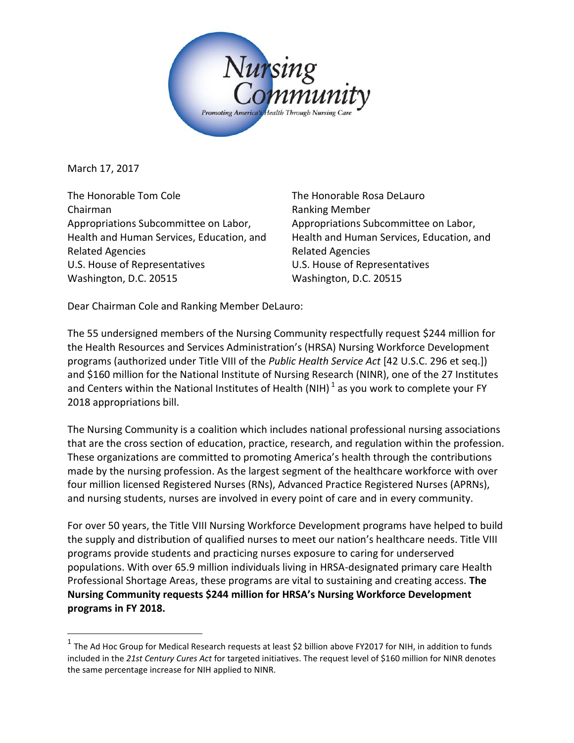Nursing Community

Promoting America's Health Through Nursing Care

March 17, 2017

The Honorable Tom Cole
Chairman
Appropriations Subcommittee on Labor, Health and Human Services, Education, and Related Agencies
U.S. House of Representatives
Washington, D.C. 20515

The Honorable Rosa DeLauro
Ranking Member
Appropriations Subcommittee on Labor, Health and Human Services, Education, and Related Agencies
U.S. House of Representatives
Washington, D.C. 20515

Dear Chairman Cole and Ranking Member DeLauro:

The 55 undersigned members of the Nursing Community respectfully request $244 million for the Health Resources and Services Administration's (HRSA) Nursing Workforce Development programs (authorized under Title VIII of the *Public Health Service Act* [42 U.S.C. 296 et seq.]) and $160 million for the National Institute of Nursing Research (NINR), one of the 27 Institutes and Centers within the National Institutes of Health (NIH) [1] as you work to complete your FY 2018 appropriations bill.

The Nursing Community is a coalition which includes national professional nursing associations that are the cross section of education, practice, research, and regulation within the profession. These organizations are committed to promoting America's health through the contributions made by the nursing profession. As the largest segment of the healthcare workforce with over four million licensed Registered Nurses (RNs), Advanced Practice Registered Nurses (APRNs), and nursing students, nurses are involved in every point of care and in every community.

For over 50 years, the Title VIII Nursing Workforce Development programs have helped to build the supply and distribution of qualified nurses to meet our nation's healthcare needs. Title VIII programs provide students and practicing nurses exposure to caring for underserved populations. With over 65.9 million individuals living in HRSA-designated primary care Health Professional Shortage Areas, these programs are vital to sustaining and creating access. **The Nursing Community requests $244 million for HRSA's Nursing Workforce Development programs in FY 2018.**

[1] The Ad Hoc Group for Medical Research requests at least $2 billion above FY2017 for NIH, in addition to funds included in the *21st Century Cures Act* for targeted initiatives. The request level of $160 million for NINR denotes the same percentage increase for NIH applied to NINR.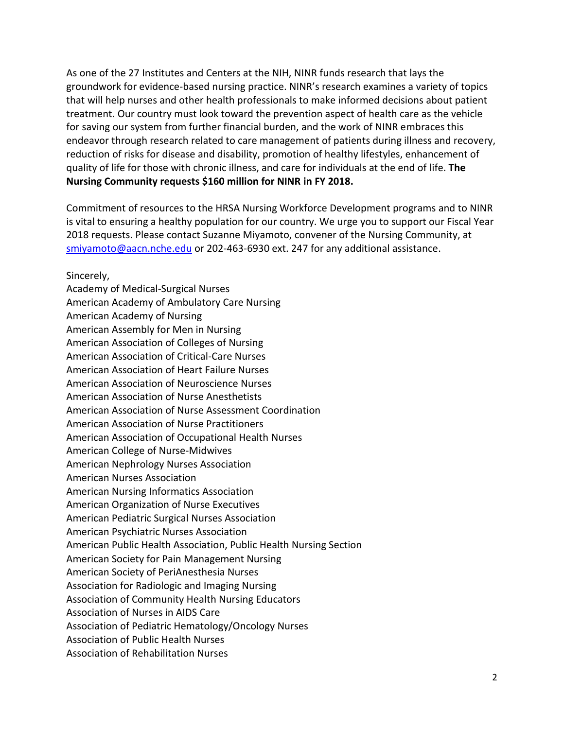As one of the 27 Institutes and Centers at the NIH, NINR funds research that lays the groundwork for evidence-based nursing practice. NINR's research examines a variety of topics that will help nurses and other health professionals to make informed decisions about patient treatment. Our country must look toward the prevention aspect of health care as the vehicle for saving our system from further financial burden, and the work of NINR embraces this endeavor through research related to care management of patients during illness and recovery, reduction of risks for disease and disability, promotion of healthy lifestyles, enhancement of quality of life for those with chronic illness, and care for individuals at the end of life. **The Nursing Community requests $160 million for NINR in FY 2018.**

Commitment of resources to the HRSA Nursing Workforce Development programs and to NINR is vital to ensuring a healthy population for our country. We urge you to support our Fiscal Year 2018 requests. Please contact Suzanne Miyamoto, convener of the Nursing Community, at smiyamoto@aacn.nche.edu or 202-463-6930 ext. 247 for any additional assistance.

Sincerely,
Academy of Medical-Surgical Nurses
American Academy of Ambulatory Care Nursing
American Academy of Nursing
American Assembly for Men in Nursing
American Association of Colleges of Nursing
American Association of Critical-Care Nurses
American Association of Heart Failure Nurses
American Association of Neuroscience Nurses
American Association of Nurse Anesthetists
American Association of Nurse Assessment Coordination
American Association of Nurse Practitioners
American Association of Occupational Health Nurses
American College of Nurse-Midwives
American Nephrology Nurses Association
American Nurses Association
American Nursing Informatics Association
American Organization of Nurse Executives
American Pediatric Surgical Nurses Association
American Psychiatric Nurses Association
American Public Health Association, Public Health Nursing Section
American Society for Pain Management Nursing
American Society of PeriAnesthesia Nurses
Association for Radiologic and Imaging Nursing
Association of Community Health Nursing Educators
Association of Nurses in AIDS Care
Association of Pediatric Hematology/Oncology Nurses
Association of Public Health Nurses
Association of Rehabilitation Nurses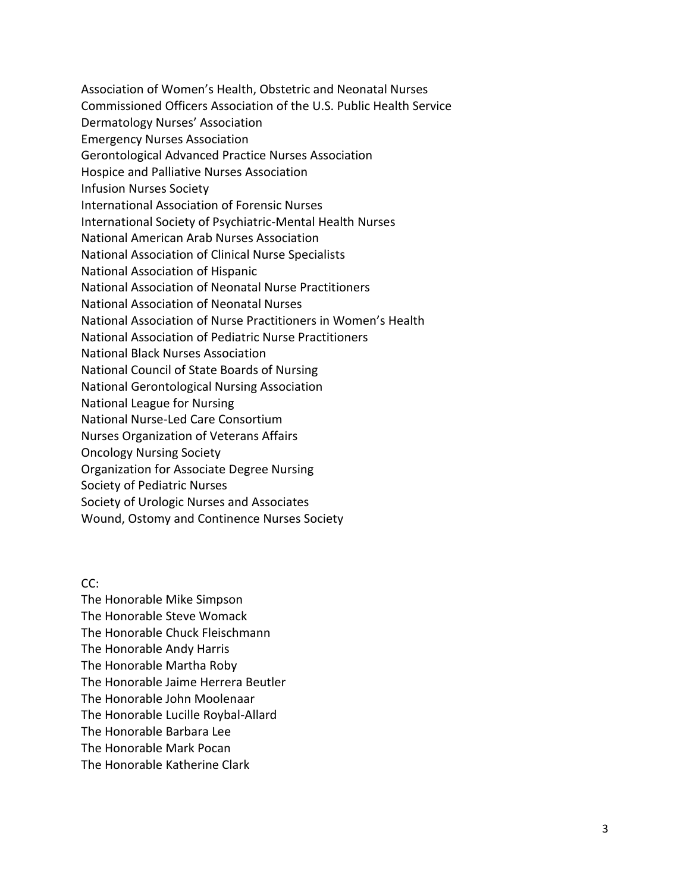Association of Women's Health, Obstetric and Neonatal Nurses
Commissioned Officers Association of the U.S. Public Health Service
Dermatology Nurses' Association
Emergency Nurses Association
Gerontological Advanced Practice Nurses Association
Hospice and Palliative Nurses Association
Infusion Nurses Society
International Association of Forensic Nurses
International Society of Psychiatric-Mental Health Nurses
National American Arab Nurses Association
National Association of Clinical Nurse Specialists
National Association of Hispanic
National Association of Neonatal Nurse Practitioners
National Association of Neonatal Nurses
National Association of Nurse Practitioners in Women's Health
National Association of Pediatric Nurse Practitioners
National Black Nurses Association
National Council of State Boards of Nursing
National Gerontological Nursing Association
National League for Nursing
National Nurse-Led Care Consortium
Nurses Organization of Veterans Affairs
Oncology Nursing Society
Organization for Associate Degree Nursing
Society of Pediatric Nurses
Society of Urologic Nurses and Associates
Wound, Ostomy and Continence Nurses Society

CC:
The Honorable Mike Simpson
The Honorable Steve Womack
The Honorable Chuck Fleischmann
The Honorable Andy Harris
The Honorable Martha Roby
The Honorable Jaime Herrera Beutler
The Honorable John Moolenaar
The Honorable Lucille Roybal-Allard
The Honorable Barbara Lee
The Honorable Mark Pocan
The Honorable Katherine Clark